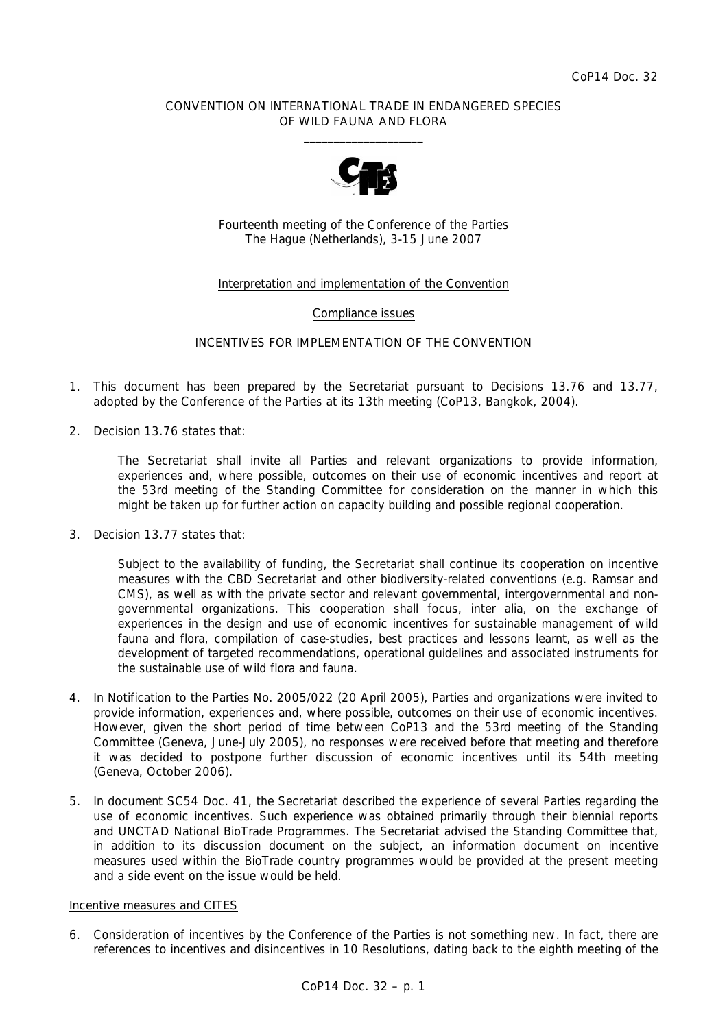CoP14 Doc. 32

CONVENTION ON INTERNATIONAL TRADE IN ENDANGERED SPECIES OF WILD FAUNA AND FLORA

\_\_\_\_\_\_\_\_\_\_\_\_\_\_\_\_\_\_\_\_

Fourteenth meeting of the Conference of the Parties
The Hague (Netherlands), 3-15 June 2007

Interpretation and implementation of the Convention

Compliance issues

INCENTIVES FOR IMPLEMENTATION OF THE CONVENTION

1. This document has been prepared by the Secretariat pursuant to Decisions 13.76 and 13.77, adopted by the Conference of the Parties at its 13th meeting (CoP13, Bangkok, 2004).

2. Decision 13.76 states that:

   The Secretariat shall invite all Parties and relevant organizations to provide information, experiences and, where possible, outcomes on their use of economic incentives and report at the 53rd meeting of the Standing Committee for consideration on the manner in which this might be taken up for further action on capacity building and possible regional cooperation.

3. Decision 13.77 states that:

   Subject to the availability of funding, the Secretariat shall continue its cooperation on incentive measures with the CBD Secretariat and other biodiversity-related conventions (e.g. Ramsar and CMS), as well as with the private sector and relevant governmental, intergovernmental and non-governmental organizations. This cooperation shall focus, inter alia, on the exchange of experiences in the design and use of economic incentives for sustainable management of wild fauna and flora, compilation of case-studies, best practices and lessons learnt, as well as the development of targeted recommendations, operational guidelines and associated instruments for the sustainable use of wild flora and fauna.

4. In Notification to the Parties No. 2005/022 (20 April 2005), Parties and organizations were invited to provide information, experiences and, where possible, outcomes on their use of economic incentives. However, given the short period of time between CoP13 and the 53rd meeting of the Standing Committee (Geneva, June-July 2005), no responses were received before that meeting and therefore it was decided to postpone further discussion of economic incentives until its 54th meeting (Geneva, October 2006).

5. In document SC54 Doc. 41, the Secretariat described the experience of several Parties regarding the use of economic incentives. Such experience was obtained primarily through their biennial reports and UNCTAD National BioTrade Programmes. The Secretariat advised the Standing Committee that, in addition to its discussion document on the subject, an information document on incentive measures used within the BioTrade country programmes would be provided at the present meeting and a side event on the issue would be held.

Incentive measures and CITES

6. Consideration of incentives by the Conference of the Parties is not something new. In fact, there are references to incentives and disincentives in 10 Resolutions, dating back to the eighth meeting of the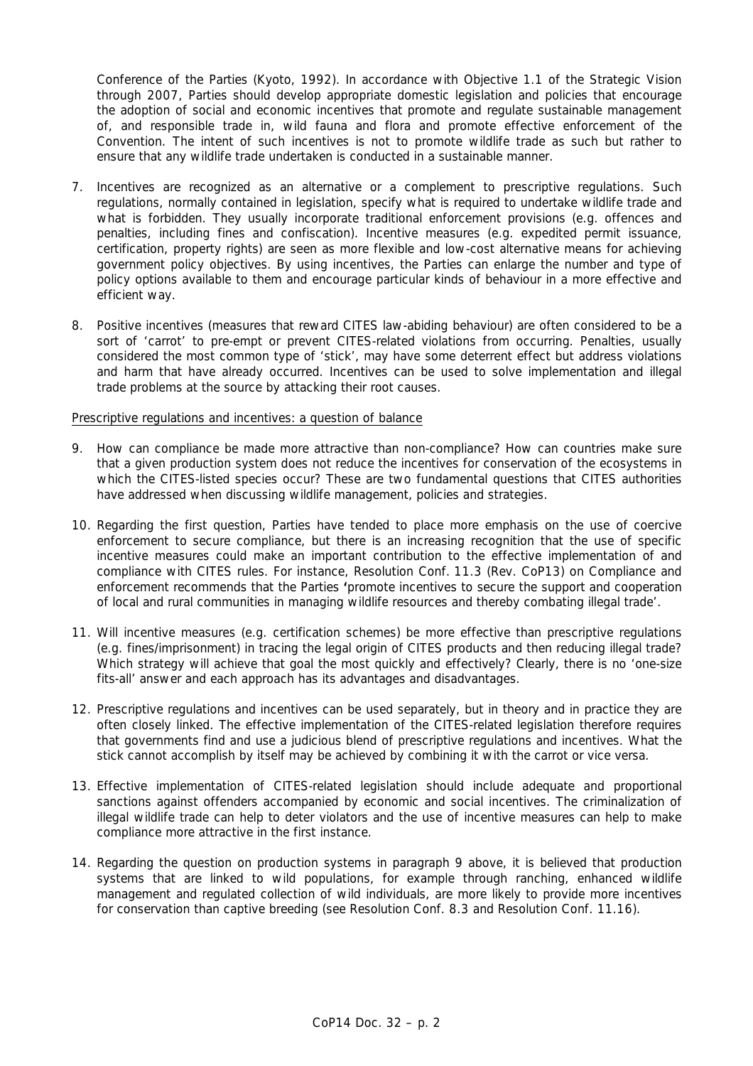Conference of the Parties (Kyoto, 1992). In accordance with Objective 1.1 of the Strategic Vision through 2007, Parties should develop appropriate domestic legislation and policies that encourage the adoption of social and economic incentives that promote and regulate sustainable management of, and responsible trade in, wild fauna and flora and promote effective enforcement of the Convention. The intent of such incentives is not to promote wildlife trade as such but rather to ensure that any wildlife trade undertaken is conducted in a sustainable manner.

7. Incentives are recognized as an alternative or a complement to prescriptive regulations. Such regulations, normally contained in legislation, specify what is required to undertake wildlife trade and what is forbidden. They usually incorporate traditional enforcement provisions (e.g. offences and penalties, including fines and confiscation). Incentive measures (e.g. expedited permit issuance, certification, property rights) are seen as more flexible and low-cost alternative means for achieving government policy objectives. By using incentives, the Parties can enlarge the number and type of policy options available to them and encourage particular kinds of behaviour in a more effective and efficient way.

8. Positive incentives (measures that reward CITES law-abiding behaviour) are often considered to be a sort of 'carrot' to pre-empt or prevent CITES-related violations from occurring. Penalties, usually considered the most common type of 'stick', may have some deterrent effect but address violations and harm that have already occurred. Incentives can be used to solve implementation and illegal trade problems at the source by attacking their root causes.

Prescriptive regulations and incentives: a question of balance

9. How can compliance be made more attractive than non-compliance? How can countries make sure that a given production system does not reduce the incentives for conservation of the ecosystems in which the CITES-listed species occur? These are two fundamental questions that CITES authorities have addressed when discussing wildlife management, policies and strategies.

10. Regarding the first question, Parties have tended to place more emphasis on the use of coercive enforcement to secure compliance, but there is an increasing recognition that the use of specific incentive measures could make an important contribution to the effective implementation of and compliance with CITES rules. For instance, Resolution Conf. 11.3 (Rev. CoP13) on Compliance and enforcement recommends that the Parties 'promote incentives to secure the support and cooperation of local and rural communities in managing wildlife resources and thereby combating illegal trade'.

11. Will incentive measures (e.g. certification schemes) be more effective than prescriptive regulations (e.g. fines/imprisonment) in tracing the legal origin of CITES products and then reducing illegal trade? Which strategy will achieve that goal the most quickly and effectively? Clearly, there is no 'one-size fits-all' answer and each approach has its advantages and disadvantages.

12. Prescriptive regulations and incentives can be used separately, but in theory and in practice they are often closely linked. The effective implementation of the CITES-related legislation therefore requires that governments find and use a judicious blend of prescriptive regulations and incentives. What the stick cannot accomplish by itself may be achieved by combining it with the carrot or vice versa.

13. Effective implementation of CITES-related legislation should include adequate and proportional sanctions against offenders accompanied by economic and social incentives. The criminalization of illegal wildlife trade can help to deter violators and the use of incentive measures can help to make compliance more attractive in the first instance.

14. Regarding the question on production systems in paragraph 9 above, it is believed that production systems that are linked to wild populations, for example through ranching, enhanced wildlife management and regulated collection of wild individuals, are more likely to provide more incentives for conservation than captive breeding (see Resolution Conf. 8.3 and Resolution Conf. 11.16).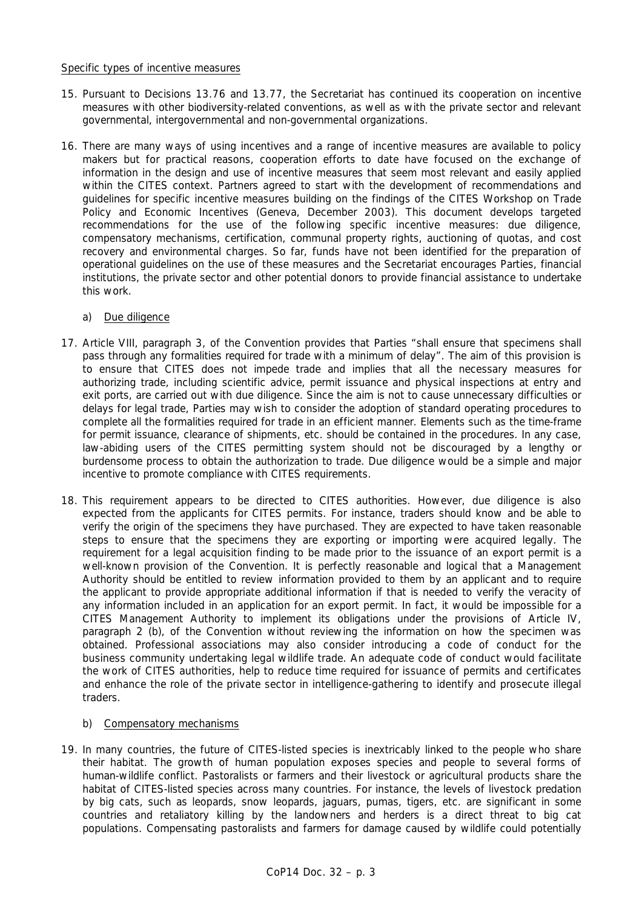Specific types of incentive measures

15. Pursuant to Decisions 13.76 and 13.77, the Secretariat has continued its cooperation on incentive measures with other biodiversity-related conventions, as well as with the private sector and relevant governmental, intergovernmental and non-governmental organizations.

16. There are many ways of using incentives and a range of incentive measures are available to policy makers but for practical reasons, cooperation efforts to date have focused on the exchange of information in the design and use of incentive measures that seem most relevant and easily applied within the CITES context. Partners agreed to start with the development of recommendations and guidelines for specific incentive measures building on the findings of the CITES Workshop on Trade Policy and Economic Incentives (Geneva, December 2003). This document develops targeted recommendations for the use of the following specific incentive measures: due diligence, compensatory mechanisms, certification, communal property rights, auctioning of quotas, and cost recovery and environmental charges. So far, funds have not been identified for the preparation of operational guidelines on the use of these measures and the Secretariat encourages Parties, financial institutions, the private sector and other potential donors to provide financial assistance to undertake this work.

    a) Due diligence

17. Article VIII, paragraph 3, of the Convention provides that Parties "shall ensure that specimens shall pass through any formalities required for trade with a minimum of delay". The aim of this provision is to ensure that CITES does not impede trade and implies that all the necessary measures for authorizing trade, including scientific advice, permit issuance and physical inspections at entry and exit ports, are carried out with due diligence. Since the aim is not to cause unnecessary difficulties or delays for legal trade, Parties may wish to consider the adoption of standard operating procedures to complete all the formalities required for trade in an efficient manner. Elements such as the time-frame for permit issuance, clearance of shipments, etc. should be contained in the procedures. In any case, law-abiding users of the CITES permitting system should not be discouraged by a lengthy or burdensome process to obtain the authorization to trade. Due diligence would be a simple and major incentive to promote compliance with CITES requirements.

18. This requirement appears to be directed to CITES authorities. However, due diligence is also expected from the applicants for CITES permits. For instance, traders should know and be able to verify the origin of the specimens they have purchased. They are expected to have taken reasonable steps to ensure that the specimens they are exporting or importing were acquired legally. The requirement for a legal acquisition finding to be made prior to the issuance of an export permit is a well-known provision of the Convention. It is perfectly reasonable and logical that a Management Authority should be entitled to review information provided to them by an applicant and to require the applicant to provide appropriate additional information if that is needed to verify the veracity of any information included in an application for an export permit. In fact, it would be impossible for a CITES Management Authority to implement its obligations under the provisions of Article IV, paragraph 2 (b), of the Convention without reviewing the information on how the specimen was obtained. Professional associations may also consider introducing a code of conduct for the business community undertaking legal wildlife trade. An adequate code of conduct would facilitate the work of CITES authorities, help to reduce time required for issuance of permits and certificates and enhance the role of the private sector in intelligence-gathering to identify and prosecute illegal traders.

    b) Compensatory mechanisms

19. In many countries, the future of CITES-listed species is inextricably linked to the people who share their habitat. The growth of human population exposes species and people to several forms of human-wildlife conflict. Pastoralists or farmers and their livestock or agricultural products share the habitat of CITES-listed species across many countries. For instance, the levels of livestock predation by big cats, such as leopards, snow leopards, jaguars, pumas, tigers, etc. are significant in some countries and retaliatory killing by the landowners and herders is a direct threat to big cat populations. Compensating pastoralists and farmers for damage caused by wildlife could potentially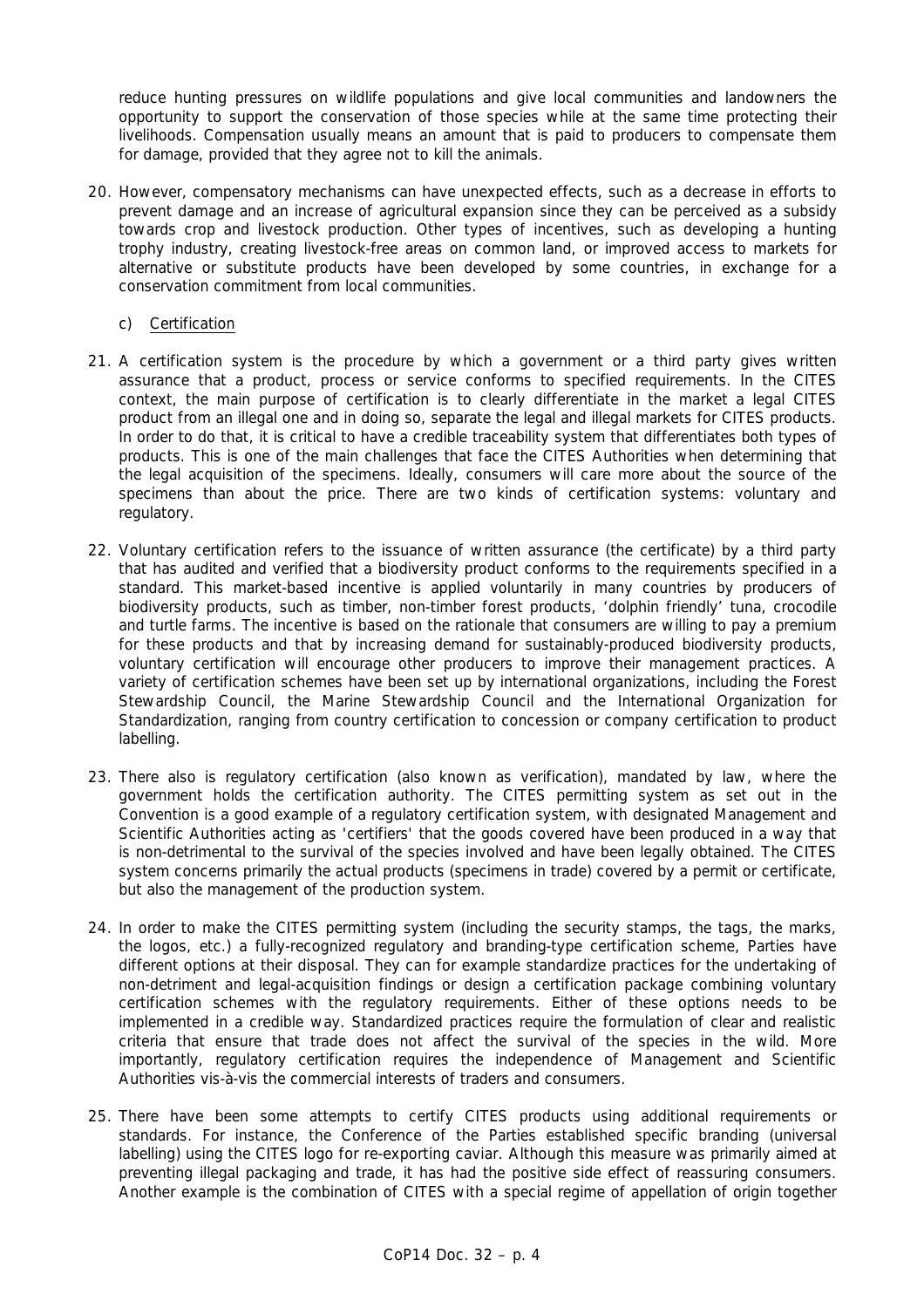reduce hunting pressures on wildlife populations and give local communities and landowners the opportunity to support the conservation of those species while at the same time protecting their livelihoods. Compensation usually means an amount that is paid to producers to compensate them for damage, provided that they agree not to kill the animals.

20. However, compensatory mechanisms can have unexpected effects, such as a decrease in efforts to prevent damage and an increase of agricultural expansion since they can be perceived as a subsidy towards crop and livestock production. Other types of incentives, such as developing a hunting trophy industry, creating livestock-free areas on common land, or improved access to markets for alternative or substitute products have been developed by some countries, in exchange for a conservation commitment from local communities.

c) Certification

21. A certification system is the procedure by which a government or a third party gives written assurance that a product, process or service conforms to specified requirements. In the CITES context, the main purpose of certification is to clearly differentiate in the market a legal CITES product from an illegal one and in doing so, separate the legal and illegal markets for CITES products. In order to do that, it is critical to have a credible traceability system that differentiates both types of products. This is one of the main challenges that face the CITES Authorities when determining that the legal acquisition of the specimens. Ideally, consumers will care more about the source of the specimens than about the price. There are two kinds of certification systems: voluntary and regulatory.

22. Voluntary certification refers to the issuance of written assurance (the certificate) by a third party that has audited and verified that a biodiversity product conforms to the requirements specified in a standard. This market-based incentive is applied voluntarily in many countries by producers of biodiversity products, such as timber, non-timber forest products, 'dolphin friendly' tuna, crocodile and turtle farms. The incentive is based on the rationale that consumers are willing to pay a premium for these products and that by increasing demand for sustainably-produced biodiversity products, voluntary certification will encourage other producers to improve their management practices. A variety of certification schemes have been set up by international organizations, including the Forest Stewardship Council, the Marine Stewardship Council and the International Organization for Standardization, ranging from country certification to concession or company certification to product labelling.

23. There also is regulatory certification (also known as verification), mandated by law, where the government holds the certification authority. The CITES permitting system as set out in the Convention is a good example of a regulatory certification system, with designated Management and Scientific Authorities acting as 'certifiers' that the goods covered have been produced in a way that is non-detrimental to the survival of the species involved and have been legally obtained. The CITES system concerns primarily the actual products (specimens in trade) covered by a permit or certificate, but also the management of the production system.

24. In order to make the CITES permitting system (including the security stamps, the tags, the marks, the logos, etc.) a fully-recognized regulatory and branding-type certification scheme, Parties have different options at their disposal. They can for example standardize practices for the undertaking of non-detriment and legal-acquisition findings or design a certification package combining voluntary certification schemes with the regulatory requirements. Either of these options needs to be implemented in a credible way. Standardized practices require the formulation of clear and realistic criteria that ensure that trade does not affect the survival of the species in the wild. More importantly, regulatory certification requires the independence of Management and Scientific Authorities vis-à-vis the commercial interests of traders and consumers.

25. There have been some attempts to certify CITES products using additional requirements or standards. For instance, the Conference of the Parties established specific branding (universal labelling) using the CITES logo for re-exporting caviar. Although this measure was primarily aimed at preventing illegal packaging and trade, it has had the positive side effect of reassuring consumers. Another example is the combination of CITES with a special regime of appellation of origin together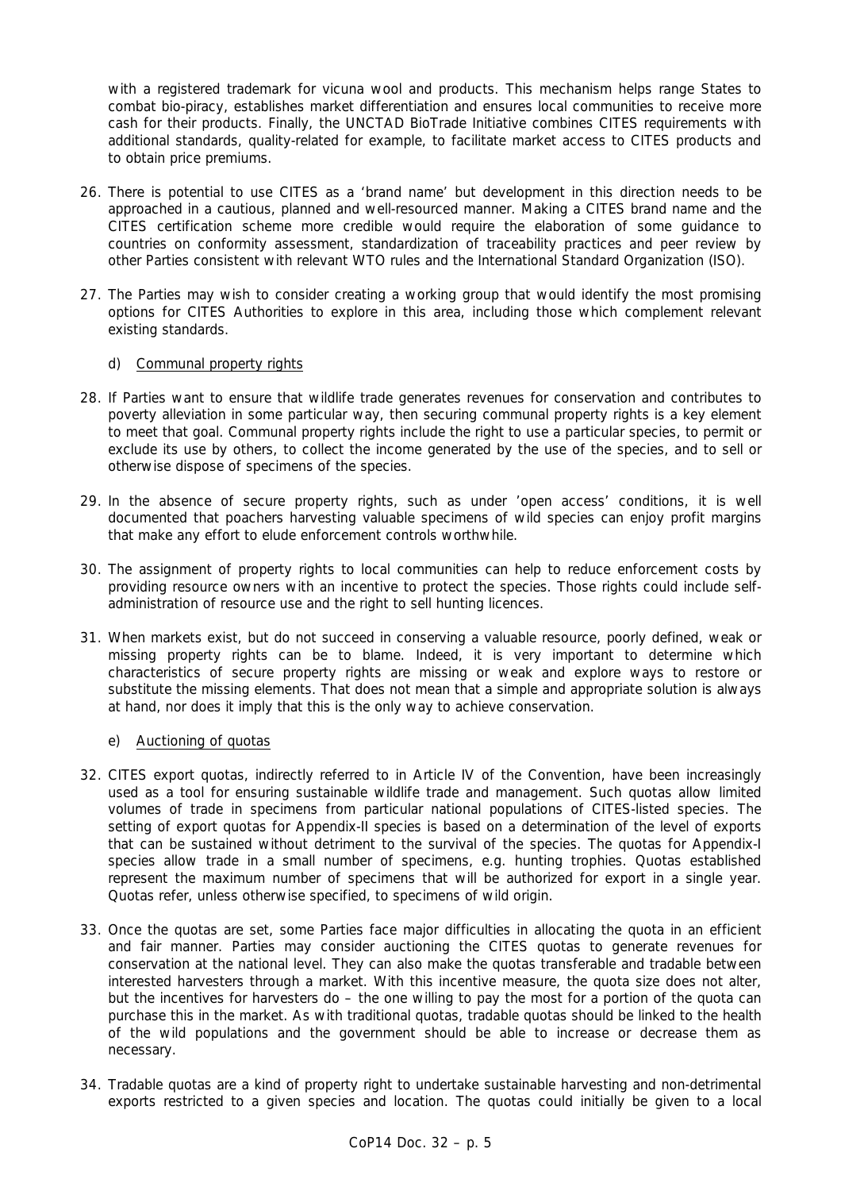with a registered trademark for vicuna wool and products. This mechanism helps range States to combat bio-piracy, establishes market differentiation and ensures local communities to receive more cash for their products. Finally, the UNCTAD BioTrade Initiative combines CITES requirements with additional standards, quality-related for example, to facilitate market access to CITES products and to obtain price premiums.

26. There is potential to use CITES as a 'brand name' but development in this direction needs to be approached in a cautious, planned and well-resourced manner. Making a CITES brand name and the CITES certification scheme more credible would require the elaboration of some guidance to countries on conformity assessment, standardization of traceability practices and peer review by other Parties consistent with relevant WTO rules and the International Standard Organization (ISO).

27. The Parties may wish to consider creating a working group that would identify the most promising options for CITES Authorities to explore in this area, including those which complement relevant existing standards.

d) Communal property rights

28. If Parties want to ensure that wildlife trade generates revenues for conservation and contributes to poverty alleviation in some particular way, then securing communal property rights is a key element to meet that goal. Communal property rights include the right to use a particular species, to permit or exclude its use by others, to collect the income generated by the use of the species, and to sell or otherwise dispose of specimens of the species.

29. In the absence of secure property rights, such as under 'open access' conditions, it is well documented that poachers harvesting valuable specimens of wild species can enjoy profit margins that make any effort to elude enforcement controls worthwhile.

30. The assignment of property rights to local communities can help to reduce enforcement costs by providing resource owners with an incentive to protect the species. Those rights could include self-administration of resource use and the right to sell hunting licences.

31. When markets exist, but do not succeed in conserving a valuable resource, poorly defined, weak or missing property rights can be to blame. Indeed, it is very important to determine which characteristics of secure property rights are missing or weak and explore ways to restore or substitute the missing elements. That does not mean that a simple and appropriate solution is always at hand, nor does it imply that this is the only way to achieve conservation.

e) Auctioning of quotas

32. CITES export quotas, indirectly referred to in Article IV of the Convention, have been increasingly used as a tool for ensuring sustainable wildlife trade and management. Such quotas allow limited volumes of trade in specimens from particular national populations of CITES-listed species. The setting of export quotas for Appendix-II species is based on a determination of the level of exports that can be sustained without detriment to the survival of the species. The quotas for Appendix-I species allow trade in a small number of specimens, e.g. hunting trophies. Quotas established represent the maximum number of specimens that will be authorized for export in a single year. Quotas refer, unless otherwise specified, to specimens of wild origin.

33. Once the quotas are set, some Parties face major difficulties in allocating the quota in an efficient and fair manner. Parties may consider auctioning the CITES quotas to generate revenues for conservation at the national level. They can also make the quotas transferable and tradable between interested harvesters through a market. With this incentive measure, the quota size does not alter, but the incentives for harvesters do – the one willing to pay the most for a portion of the quota can purchase this in the market. As with traditional quotas, tradable quotas should be linked to the health of the wild populations and the government should be able to increase or decrease them as necessary.

34. Tradable quotas are a kind of property right to undertake sustainable harvesting and non-detrimental exports restricted to a given species and location. The quotas could initially be given to a local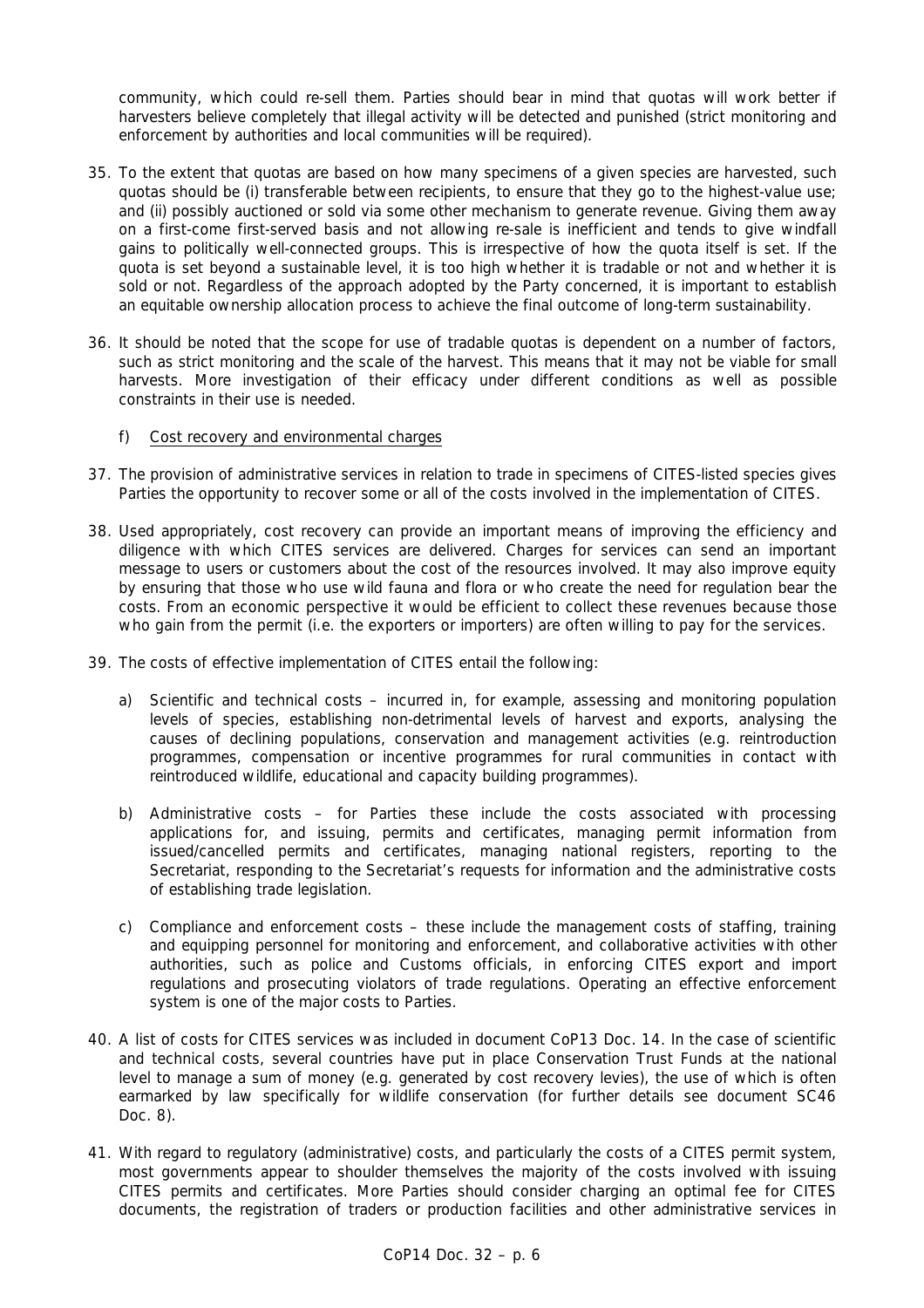community, which could re-sell them. Parties should bear in mind that quotas will work better if harvesters believe completely that illegal activity will be detected and punished (strict monitoring and enforcement by authorities and local communities will be required).

35. To the extent that quotas are based on how many specimens of a given species are harvested, such quotas should be (i) transferable between recipients, to ensure that they go to the highest-value use; and (ii) possibly auctioned or sold via some other mechanism to generate revenue. Giving them away on a first-come first-served basis and not allowing re-sale is inefficient and tends to give windfall gains to politically well-connected groups. This is irrespective of how the quota itself is set. If the quota is set beyond a sustainable level, it is too high whether it is tradable or not and whether it is sold or not. Regardless of the approach adopted by the Party concerned, it is important to establish an equitable ownership allocation process to achieve the final outcome of long-term sustainability.

36. It should be noted that the scope for use of tradable quotas is dependent on a number of factors, such as strict monitoring and the scale of the harvest. This means that it may not be viable for small harvests. More investigation of their efficacy under different conditions as well as possible constraints in their use is needed.

   f) Cost recovery and environmental charges

37. The provision of administrative services in relation to trade in specimens of CITES-listed species gives Parties the opportunity to recover some or all of the costs involved in the implementation of CITES.

38. Used appropriately, cost recovery can provide an important means of improving the efficiency and diligence with which CITES services are delivered. Charges for services can send an important message to users or customers about the cost of the resources involved. It may also improve equity by ensuring that those who use wild fauna and flora or who create the need for regulation bear the costs. From an economic perspective it would be efficient to collect these revenues because those who gain from the permit (i.e. the exporters or importers) are often willing to pay for the services.

39. The costs of effective implementation of CITES entail the following:

   a) Scientific and technical costs – incurred in, for example, assessing and monitoring population levels of species, establishing non-detrimental levels of harvest and exports, analysing the causes of declining populations, conservation and management activities (e.g. reintroduction programmes, compensation or incentive programmes for rural communities in contact with reintroduced wildlife, educational and capacity building programmes).

   b) Administrative costs – for Parties these include the costs associated with processing applications for, and issuing, permits and certificates, managing permit information from issued/cancelled permits and certificates, managing national registers, reporting to the Secretariat, responding to the Secretariat's requests for information and the administrative costs of establishing trade legislation.

   c) Compliance and enforcement costs – these include the management costs of staffing, training and equipping personnel for monitoring and enforcement, and collaborative activities with other authorities, such as police and Customs officials, in enforcing CITES export and import regulations and prosecuting violators of trade regulations. Operating an effective enforcement system is one of the major costs to Parties.

40. A list of costs for CITES services was included in document CoP13 Doc. 14. In the case of scientific and technical costs, several countries have put in place Conservation Trust Funds at the national level to manage a sum of money (e.g. generated by cost recovery levies), the use of which is often earmarked by law specifically for wildlife conservation (for further details see document SC46 Doc. 8).

41. With regard to regulatory (administrative) costs, and particularly the costs of a CITES permit system, most governments appear to shoulder themselves the majority of the costs involved with issuing CITES permits and certificates. More Parties should consider charging an optimal fee for CITES documents, the registration of traders or production facilities and other administrative services in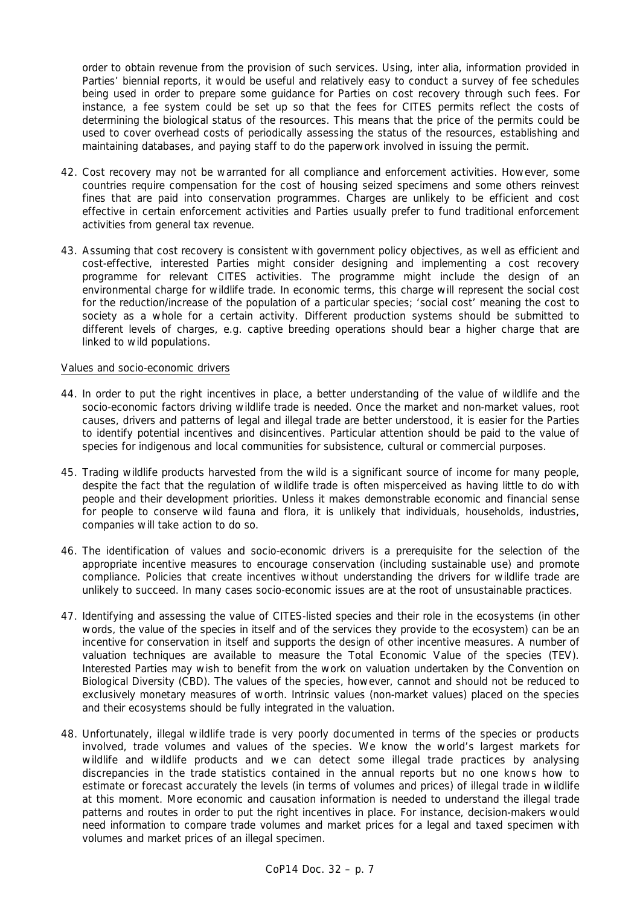order to obtain revenue from the provision of such services. Using, inter alia, information provided in Parties' biennial reports, it would be useful and relatively easy to conduct a survey of fee schedules being used in order to prepare some guidance for Parties on cost recovery through such fees. For instance, a fee system could be set up so that the fees for CITES permits reflect the costs of determining the biological status of the resources. This means that the price of the permits could be used to cover overhead costs of periodically assessing the status of the resources, establishing and maintaining databases, and paying staff to do the paperwork involved in issuing the permit.

42. Cost recovery may not be warranted for all compliance and enforcement activities. However, some countries require compensation for the cost of housing seized specimens and some others reinvest fines that are paid into conservation programmes. Charges are unlikely to be efficient and cost effective in certain enforcement activities and Parties usually prefer to fund traditional enforcement activities from general tax revenue.

43. Assuming that cost recovery is consistent with government policy objectives, as well as efficient and cost-effective, interested Parties might consider designing and implementing a cost recovery programme for relevant CITES activities. The programme might include the design of an environmental charge for wildlife trade. In economic terms, this charge will represent the social cost for the reduction/increase of the population of a particular species; 'social cost' meaning the cost to society as a whole for a certain activity. Different production systems should be submitted to different levels of charges, e.g. captive breeding operations should bear a higher charge that are linked to wild populations.

<u>Values and socio-economic drivers</u>

44. In order to put the right incentives in place, a better understanding of the value of wildlife and the socio-economic factors driving wildlife trade is needed. Once the market and non-market values, root causes, drivers and patterns of legal and illegal trade are better understood, it is easier for the Parties to identify potential incentives and disincentives. Particular attention should be paid to the value of species for indigenous and local communities for subsistence, cultural or commercial purposes.

45. Trading wildlife products harvested from the wild is a significant source of income for many people, despite the fact that the regulation of wildlife trade is often misperceived as having little to do with people and their development priorities. Unless it makes demonstrable economic and financial sense for people to conserve wild fauna and flora, it is unlikely that individuals, households, industries, companies will take action to do so.

46. The identification of values and socio-economic drivers is a prerequisite for the selection of the appropriate incentive measures to encourage conservation (including sustainable use) and promote compliance. Policies that create incentives without understanding the drivers for wildlife trade are unlikely to succeed. In many cases socio-economic issues are at the root of unsustainable practices.

47. Identifying and assessing the value of CITES-listed species and their role in the ecosystems (in other words, the value of the species in itself and of the services they provide to the ecosystem) can be an incentive for conservation in itself and supports the design of other incentive measures. A number of valuation techniques are available to measure the Total Economic Value of the species (TEV). Interested Parties may wish to benefit from the work on valuation undertaken by the Convention on Biological Diversity (CBD). The values of the species, however, cannot and should not be reduced to exclusively monetary measures of worth. Intrinsic values (non-market values) placed on the species and their ecosystems should be fully integrated in the valuation.

48. Unfortunately, illegal wildlife trade is very poorly documented in terms of the species or products involved, trade volumes and values of the species. We know the world's largest markets for wildlife and wildlife products and we can detect some illegal trade practices by analysing discrepancies in the trade statistics contained in the annual reports but no one knows how to estimate or forecast accurately the levels (in terms of volumes and prices) of illegal trade in wildlife at this moment. More economic and causation information is needed to understand the illegal trade patterns and routes in order to put the right incentives in place. For instance, decision-makers would need information to compare trade volumes and market prices for a legal and taxed specimen with volumes and market prices of an illegal specimen.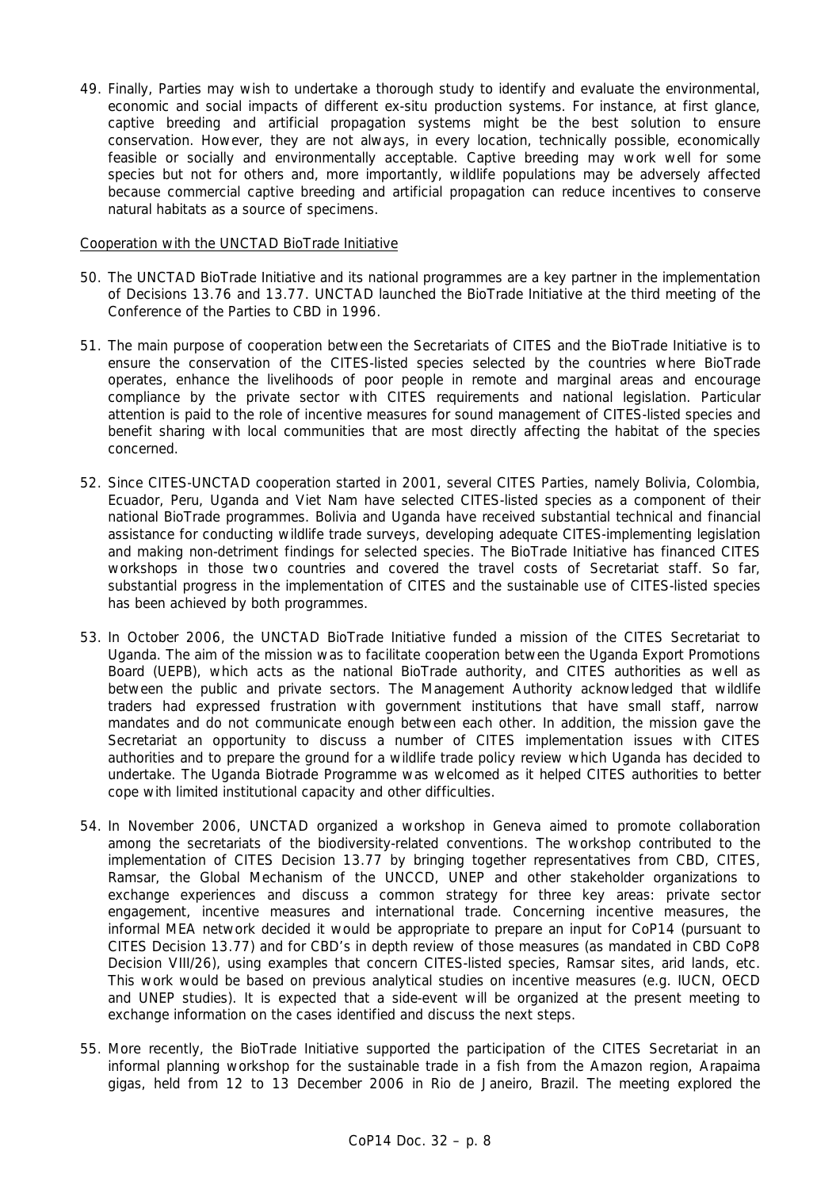49. Finally, Parties may wish to undertake a thorough study to identify and evaluate the environmental, economic and social impacts of different ex-situ production systems. For instance, at first glance, captive breeding and artificial propagation systems might be the best solution to ensure conservation. However, they are not always, in every location, technically possible, economically feasible or socially and environmentally acceptable. Captive breeding may work well for some species but not for others and, more importantly, wildlife populations may be adversely affected because commercial captive breeding and artificial propagation can reduce incentives to conserve natural habitats as a source of specimens.

Cooperation with the UNCTAD BioTrade Initiative

50. The UNCTAD BioTrade Initiative and its national programmes are a key partner in the implementation of Decisions 13.76 and 13.77. UNCTAD launched the BioTrade Initiative at the third meeting of the Conference of the Parties to CBD in 1996.

51. The main purpose of cooperation between the Secretariats of CITES and the BioTrade Initiative is to ensure the conservation of the CITES-listed species selected by the countries where BioTrade operates, enhance the livelihoods of poor people in remote and marginal areas and encourage compliance by the private sector with CITES requirements and national legislation. Particular attention is paid to the role of incentive measures for sound management of CITES-listed species and benefit sharing with local communities that are most directly affecting the habitat of the species concerned.

52. Since CITES-UNCTAD cooperation started in 2001, several CITES Parties, namely Bolivia, Colombia, Ecuador, Peru, Uganda and Viet Nam have selected CITES-listed species as a component of their national BioTrade programmes. Bolivia and Uganda have received substantial technical and financial assistance for conducting wildlife trade surveys, developing adequate CITES-implementing legislation and making non-detriment findings for selected species. The BioTrade Initiative has financed CITES workshops in those two countries and covered the travel costs of Secretariat staff. So far, substantial progress in the implementation of CITES and the sustainable use of CITES-listed species has been achieved by both programmes.

53. In October 2006, the UNCTAD BioTrade Initiative funded a mission of the CITES Secretariat to Uganda. The aim of the mission was to facilitate cooperation between the Uganda Export Promotions Board (UEPB), which acts as the national BioTrade authority, and CITES authorities as well as between the public and private sectors. The Management Authority acknowledged that wildlife traders had expressed frustration with government institutions that have small staff, narrow mandates and do not communicate enough between each other. In addition, the mission gave the Secretariat an opportunity to discuss a number of CITES implementation issues with CITES authorities and to prepare the ground for a wildlife trade policy review which Uganda has decided to undertake. The Uganda Biotrade Programme was welcomed as it helped CITES authorities to better cope with limited institutional capacity and other difficulties.

54. In November 2006, UNCTAD organized a workshop in Geneva aimed to promote collaboration among the secretariats of the biodiversity-related conventions. The workshop contributed to the implementation of CITES Decision 13.77 by bringing together representatives from CBD, CITES, Ramsar, the Global Mechanism of the UNCCD, UNEP and other stakeholder organizations to exchange experiences and discuss a common strategy for three key areas: private sector engagement, incentive measures and international trade. Concerning incentive measures, the informal MEA network decided it would be appropriate to prepare an input for CoP14 (pursuant to CITES Decision 13.77) and for CBD's in depth review of those measures (as mandated in CBD CoP8 Decision VIII/26), using examples that concern CITES-listed species, Ramsar sites, arid lands, etc. This work would be based on previous analytical studies on incentive measures (e.g. IUCN, OECD and UNEP studies). It is expected that a side-event will be organized at the present meeting to exchange information on the cases identified and discuss the next steps.

55. More recently, the BioTrade Initiative supported the participation of the CITES Secretariat in an informal planning workshop for the sustainable trade in a fish from the Amazon region, *Arapaima gigas*, held from 12 to 13 December 2006 in Rio de Janeiro, Brazil. The meeting explored the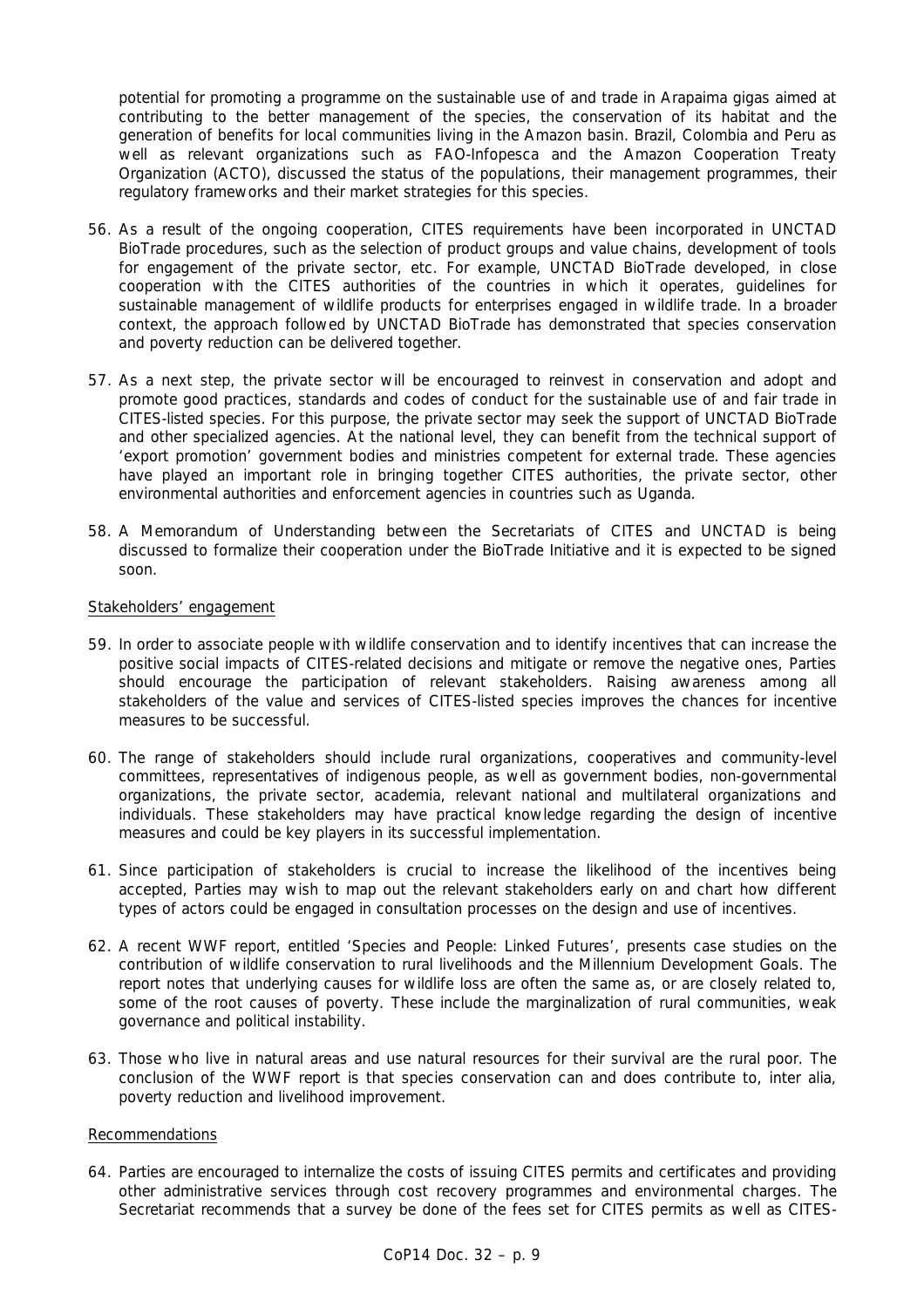potential for promoting a programme on the sustainable use of and trade in *Arapaima gigas* aimed at contributing to the better management of the species, the conservation of its habitat and the generation of benefits for local communities living in the Amazon basin. Brazil, Colombia and Peru as well as relevant organizations such as FAO-Infopesca and the Amazon Cooperation Treaty Organization (ACTO), discussed the status of the populations, their management programmes, their regulatory frameworks and their market strategies for this species.

56. As a result of the ongoing cooperation, CITES requirements have been incorporated in UNCTAD BioTrade procedures, such as the selection of product groups and value chains, development of tools for engagement of the private sector, etc. For example, UNCTAD BioTrade developed, in close cooperation with the CITES authorities of the countries in which it operates, guidelines for sustainable management of wildlife products for enterprises engaged in wildlife trade. In a broader context, the approach followed by UNCTAD BioTrade has demonstrated that species conservation and poverty reduction can be delivered together.

57. As a next step, the private sector will be encouraged to reinvest in conservation and adopt and promote good practices, standards and codes of conduct for the sustainable use of and fair trade in CITES-listed species. For this purpose, the private sector may seek the support of UNCTAD BioTrade and other specialized agencies. At the national level, they can benefit from the technical support of 'export promotion' government bodies and ministries competent for external trade. These agencies have played an important role in bringing together CITES authorities, the private sector, other environmental authorities and enforcement agencies in countries such as Uganda.

58. A Memorandum of Understanding between the Secretariats of CITES and UNCTAD is being discussed to formalize their cooperation under the BioTrade Initiative and it is expected to be signed soon.

<u>Stakeholders' engagement</u>

59. In order to associate people with wildlife conservation and to identify incentives that can increase the positive social impacts of CITES-related decisions and mitigate or remove the negative ones, Parties should encourage the participation of relevant stakeholders. Raising awareness among all stakeholders of the value and services of CITES-listed species improves the chances for incentive measures to be successful.

60. The range of stakeholders should include rural organizations, cooperatives and community-level committees, representatives of indigenous people, as well as government bodies, non-governmental organizations, the private sector, academia, relevant national and multilateral organizations and individuals. These stakeholders may have practical knowledge regarding the design of incentive measures and could be key players in its successful implementation.

61. Since participation of stakeholders is crucial to increase the likelihood of the incentives being accepted, Parties may wish to map out the relevant stakeholders early on and chart how different types of actors could be engaged in consultation processes on the design and use of incentives.

62. A recent WWF report, entitled 'Species and People: Linked Futures', presents case studies on the contribution of wildlife conservation to rural livelihoods and the Millennium Development Goals. The report notes that underlying causes for wildlife loss are often the same as, or are closely related to, some of the root causes of poverty. These include the marginalization of rural communities, weak governance and political instability.

63. Those who live in natural areas and use natural resources for their survival are the rural poor. The conclusion of the WWF report is that species conservation can and does contribute to, *inter alia*, poverty reduction and livelihood improvement.

<u>Recommendations</u>

64. Parties are encouraged to internalize the costs of issuing CITES permits and certificates and providing other administrative services through cost recovery programmes and environmental charges. The Secretariat recommends that a survey be done of the fees set for CITES permits as well as CITES-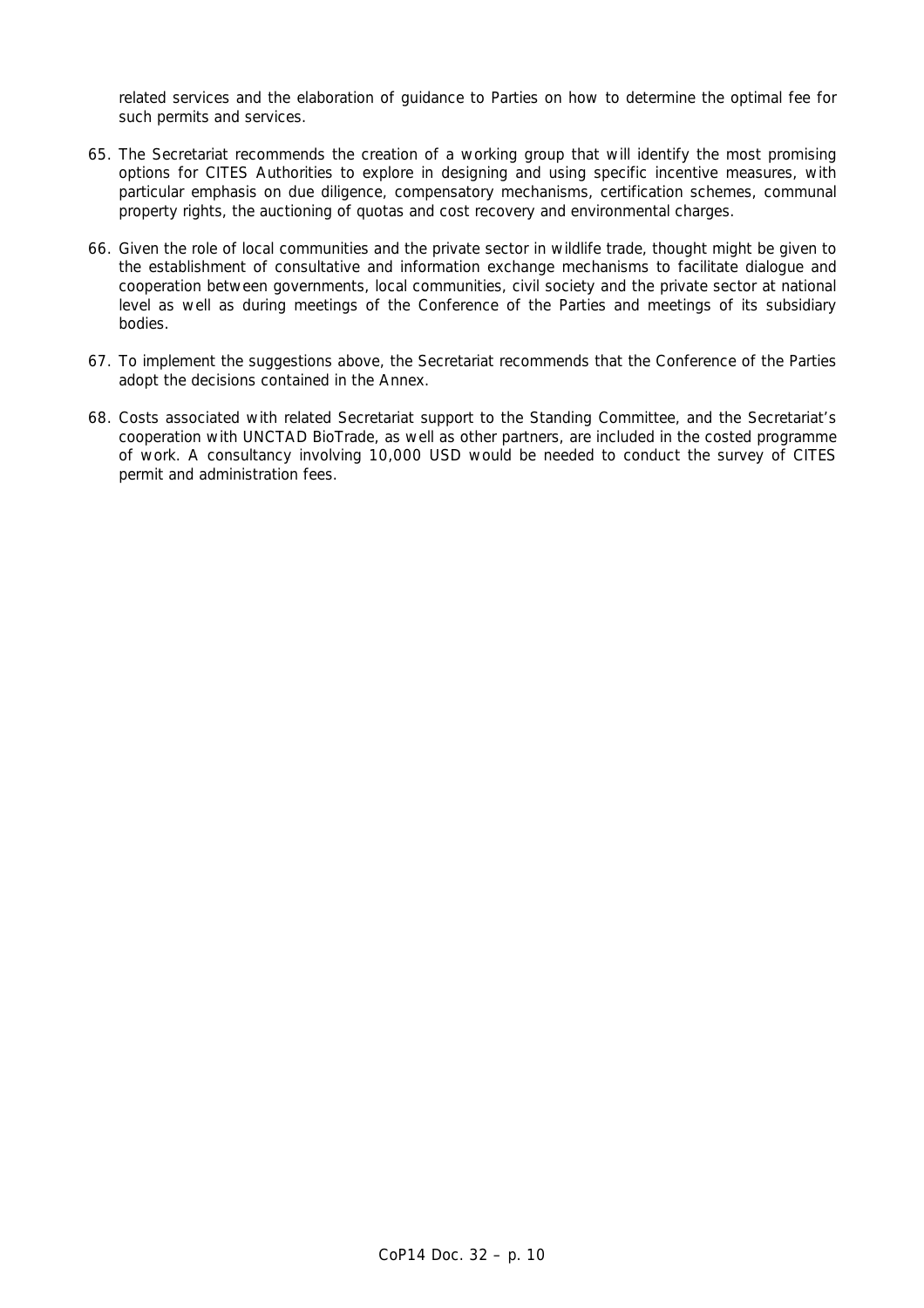related services and the elaboration of guidance to Parties on how to determine the optimal fee for such permits and services.

65. The Secretariat recommends the creation of a working group that will identify the most promising options for CITES Authorities to explore in designing and using specific incentive measures, with particular emphasis on due diligence, compensatory mechanisms, certification schemes, communal property rights, the auctioning of quotas and cost recovery and environmental charges.

66. Given the role of local communities and the private sector in wildlife trade, thought might be given to the establishment of consultative and information exchange mechanisms to facilitate dialogue and cooperation between governments, local communities, civil society and the private sector at national level as well as during meetings of the Conference of the Parties and meetings of its subsidiary bodies.

67. To implement the suggestions above, the Secretariat recommends that the Conference of the Parties adopt the decisions contained in the Annex.

68. Costs associated with related Secretariat support to the Standing Committee, and the Secretariat's cooperation with UNCTAD BioTrade, as well as other partners, are included in the costed programme of work. A consultancy involving 10,000 USD would be needed to conduct the survey of CITES permit and administration fees.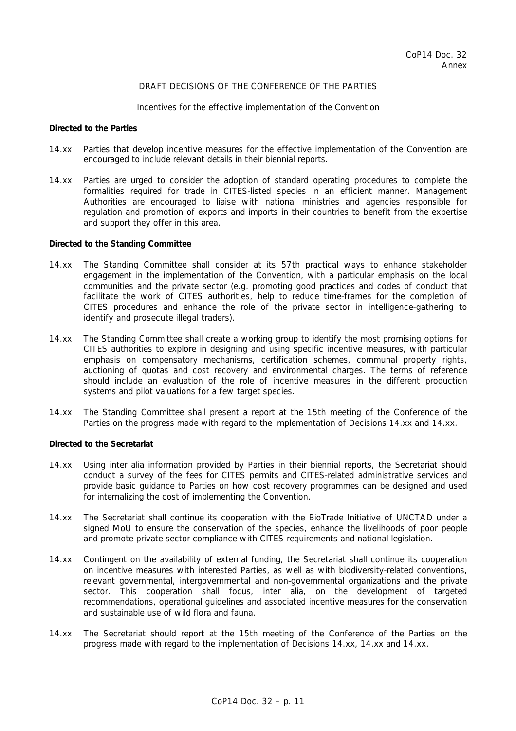CoP14 Doc. 32
Annex

# DRAFT DECISIONS OF THE CONFERENCE OF THE PARTIES

## Incentives for the effective implementation of the Convention

**Directed to the Parties**

14.xx Parties that develop incentive measures for the effective implementation of the Convention are encouraged to include relevant details in their biennial reports.

14.xx Parties are urged to consider the adoption of standard operating procedures to complete the formalities required for trade in CITES-listed species in an efficient manner. Management Authorities are encouraged to liaise with national ministries and agencies responsible for regulation and promotion of exports and imports in their countries to benefit from the expertise and support they offer in this area.

**Directed to the Standing Committee**

14.xx The Standing Committee shall consider at its 57th practical ways to enhance stakeholder engagement in the implementation of the Convention, with a particular emphasis on the local communities and the private sector (e.g. promoting good practices and codes of conduct that facilitate the work of CITES authorities, help to reduce time-frames for the completion of CITES procedures and enhance the role of the private sector in intelligence-gathering to identify and prosecute illegal traders).

14.xx The Standing Committee shall create a working group to identify the most promising options for CITES authorities to explore in designing and using specific incentive measures, with particular emphasis on compensatory mechanisms, certification schemes, communal property rights, auctioning of quotas and cost recovery and environmental charges. The terms of reference should include an evaluation of the role of incentive measures in the different production systems and pilot valuations for a few target species.

14.xx The Standing Committee shall present a report at the 15th meeting of the Conference of the Parties on the progress made with regard to the implementation of Decisions 14.xx and 14.xx.

**Directed to the Secretariat**

14.xx Using inter alia information provided by Parties in their biennial reports, the Secretariat should conduct a survey of the fees for CITES permits and CITES-related administrative services and provide basic guidance to Parties on how cost recovery programmes can be designed and used for internalizing the cost of implementing the Convention.

14.xx The Secretariat shall continue its cooperation with the BioTrade Initiative of UNCTAD under a signed MoU to ensure the conservation of the species, enhance the livelihoods of poor people and promote private sector compliance with CITES requirements and national legislation.

14.xx Contingent on the availability of external funding, the Secretariat shall continue its cooperation on incentive measures with interested Parties, as well as with biodiversity-related conventions, relevant governmental, intergovernmental and non-governmental organizations and the private sector. This cooperation shall focus, inter alia, on the development of targeted recommendations, operational guidelines and associated incentive measures for the conservation and sustainable use of wild flora and fauna.

14.xx The Secretariat should report at the 15th meeting of the Conference of the Parties on the progress made with regard to the implementation of Decisions 14.xx, 14.xx and 14.xx.